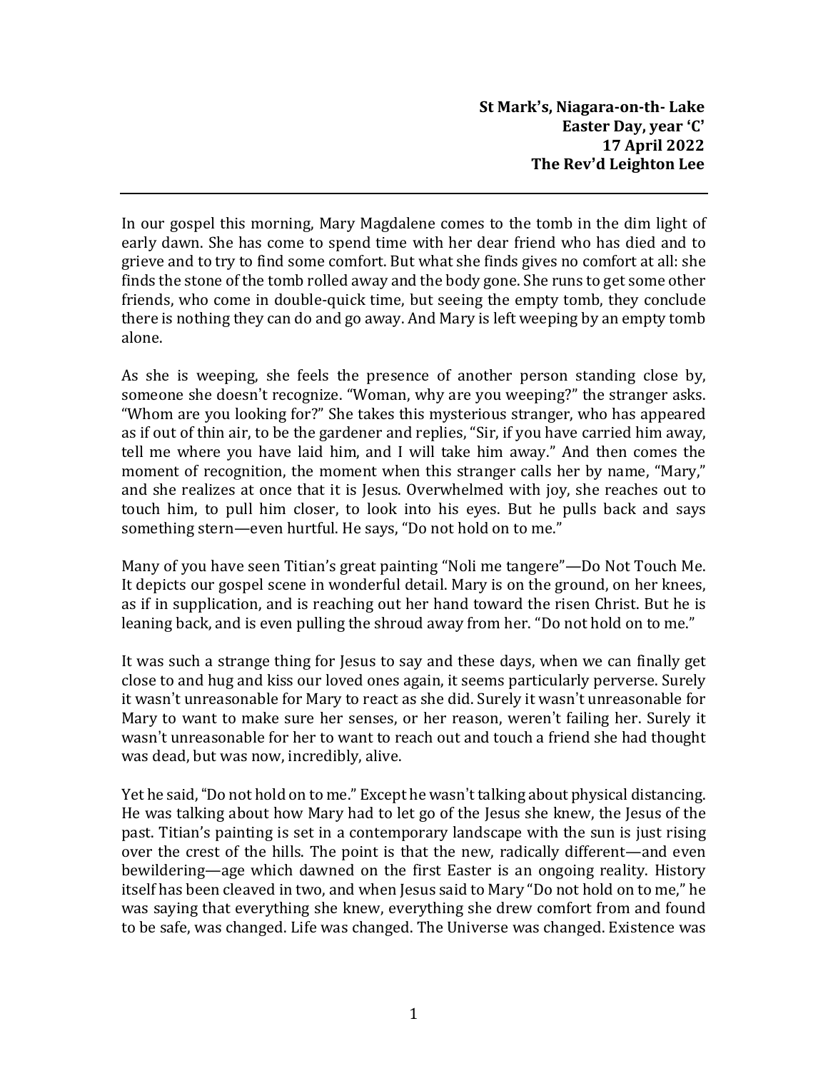**St Mark's, Niagara-on-th- Lake**
**Easter Day, year 'C'**
**17 April 2022**
**The Rev'd Leighton Lee**

---

In our gospel this morning, Mary Magdalene comes to the tomb in the dim light of early dawn. She has come to spend time with her dear friend who has died and to grieve and to try to find some comfort. But what she finds gives no comfort at all: she finds the stone of the tomb rolled away and the body gone. She runs to get some other friends, who come in double-quick time, but seeing the empty tomb, they conclude there is nothing they can do and go away. And Mary is left weeping by an empty tomb alone.

As she is weeping, she feels the presence of another person standing close by, someone she doesn't recognize. "Woman, why are you weeping?" the stranger asks. "Whom are you looking for?" She takes this mysterious stranger, who has appeared as if out of thin air, to be the gardener and replies, "Sir, if you have carried him away, tell me where you have laid him, and I will take him away." And then comes the moment of recognition, the moment when this stranger calls her by name, "Mary," and she realizes at once that it is Jesus. Overwhelmed with joy, she reaches out to touch him, to pull him closer, to look into his eyes. But he pulls back and says something stern—even hurtful. He says, "Do not hold on to me."

Many of you have seen Titian's great painting "Noli me tangere"—Do Not Touch Me. It depicts our gospel scene in wonderful detail. Mary is on the ground, on her knees, as if in supplication, and is reaching out her hand toward the risen Christ. But he is leaning back, and is even pulling the shroud away from her. "Do not hold on to me."

It was such a strange thing for Jesus to say and these days, when we can finally get close to and hug and kiss our loved ones again, it seems particularly perverse. Surely it wasn't unreasonable for Mary to react as she did. Surely it wasn't unreasonable for Mary to want to make sure her senses, or her reason, weren't failing her. Surely it wasn't unreasonable for her to want to reach out and touch a friend she had thought was dead, but was now, incredibly, alive.

Yet he said, "Do not hold on to me." Except he wasn't talking about physical distancing. He was talking about how Mary had to let go of the Jesus she knew, the Jesus of the past. Titian's painting is set in a contemporary landscape with the sun is just rising over the crest of the hills. The point is that the new, radically different—and even bewildering—age which dawned on the first Easter is an ongoing reality. History itself has been cleaved in two, and when Jesus said to Mary "Do not hold on to me," he was saying that everything she knew, everything she drew comfort from and found to be safe, was changed. Life was changed. The Universe was changed. Existence was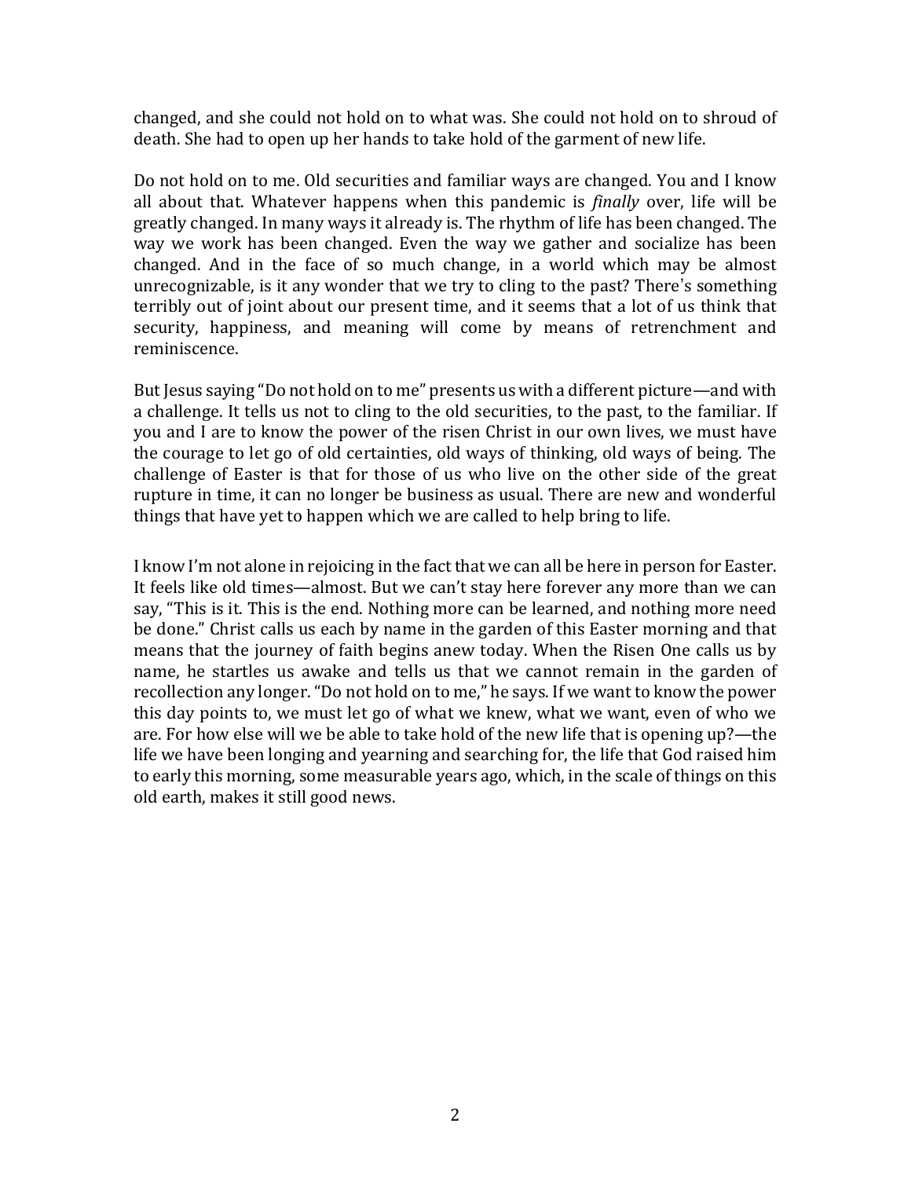changed, and she could not hold on to what was. She could not hold on to shroud of death. She had to open up her hands to take hold of the garment of new life.

Do not hold on to me. Old securities and familiar ways are changed. You and I know all about that. Whatever happens when this pandemic is *finally* over, life will be greatly changed. In many ways it already is. The rhythm of life has been changed. The way we work has been changed. Even the way we gather and socialize has been changed. And in the face of so much change, in a world which may be almost unrecognizable, is it any wonder that we try to cling to the past? There's something terribly out of joint about our present time, and it seems that a lot of us think that security, happiness, and meaning will come by means of retrenchment and reminiscence.

But Jesus saying "Do not hold on to me" presents us with a different picture—and with a challenge. It tells us not to cling to the old securities, to the past, to the familiar. If you and I are to know the power of the risen Christ in our own lives, we must have the courage to let go of old certainties, old ways of thinking, old ways of being. The challenge of Easter is that for those of us who live on the other side of the great rupture in time, it can no longer be business as usual. There are new and wonderful things that have yet to happen which we are called to help bring to life.

I know I'm not alone in rejoicing in the fact that we can all be here in person for Easter. It feels like old times—almost. But we can't stay here forever any more than we can say, "This is it. This is the end. Nothing more can be learned, and nothing more need be done." Christ calls us each by name in the garden of this Easter morning and that means that the journey of faith begins anew today. When the Risen One calls us by name, he startles us awake and tells us that we cannot remain in the garden of recollection any longer. "Do not hold on to me," he says. If we want to know the power this day points to, we must let go of what we knew, what we want, even of who we are. For how else will we be able to take hold of the new life that is opening up?—the life we have been longing and yearning and searching for, the life that God raised him to early this morning, some measurable years ago, which, in the scale of things on this old earth, makes it still good news.